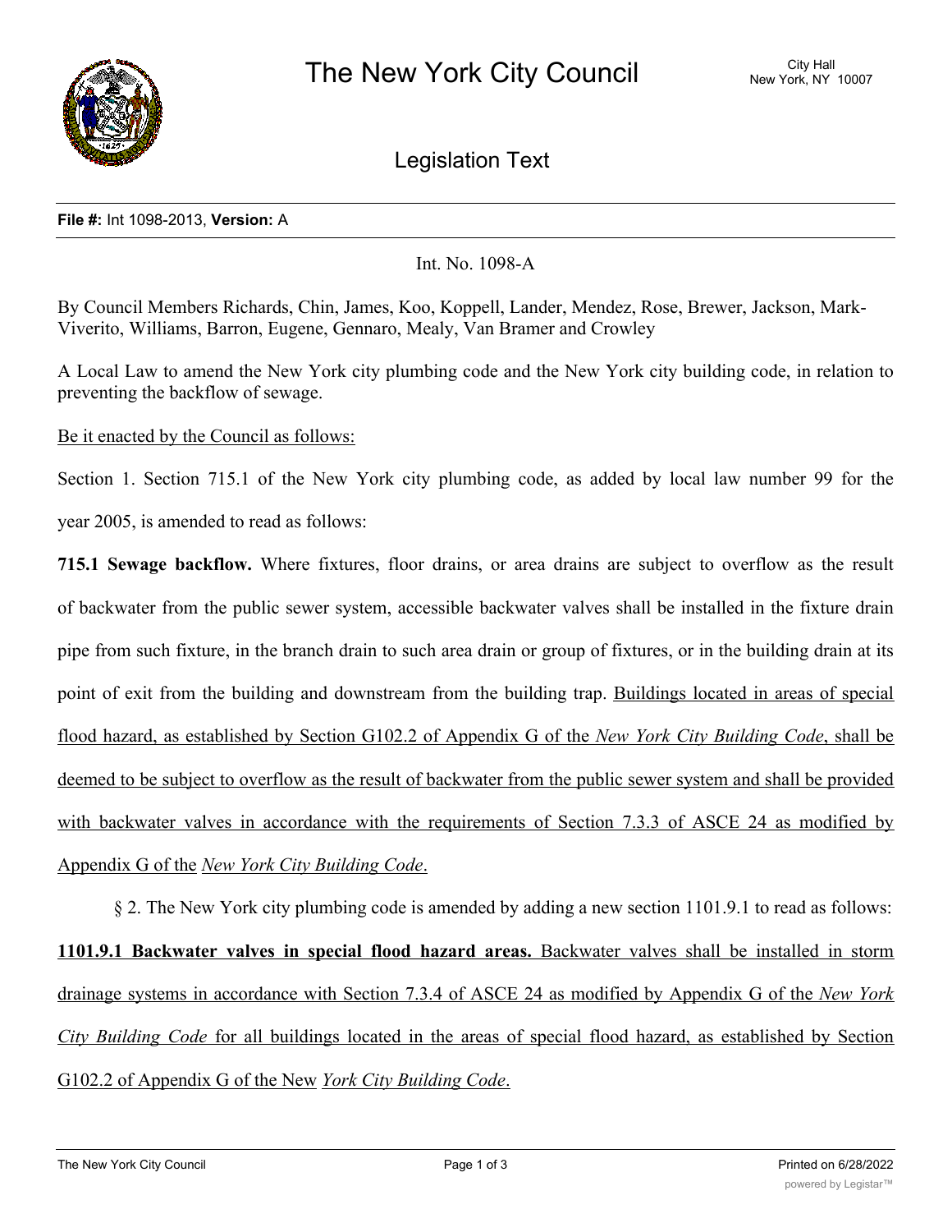# The New York City Council

City Hall
New York, NY 10007

## Legislation Text

**File #:** Int 1098-2013, **Version:** A

Int. No. 1098-A

By Council Members Richards, Chin, James, Koo, Koppell, Lander, Mendez, Rose, Brewer, Jackson, Mark-Viverito, Williams, Barron, Eugene, Gennaro, Mealy, Van Bramer and Crowley

A Local Law to amend the New York city plumbing code and the New York city building code, in relation to preventing the backflow of sewage.

Be it enacted by the Council as follows:

Section 1. Section 715.1 of the New York city plumbing code, as added by local law number 99 for the year 2005, is amended to read as follows:

**715.1 Sewage backflow.** Where fixtures, floor drains, or area drains are subject to overflow as the result of backwater from the public sewer system, accessible backwater valves shall be installed in the fixture drain pipe from such fixture, in the branch drain to such area drain or group of fixtures, or in the building drain at its point of exit from the building and downstream from the building trap. Buildings located in areas of special flood hazard, as established by Section G102.2 of Appendix G of the *New York City Building Code*, shall be deemed to be subject to overflow as the result of backwater from the public sewer system and shall be provided with backwater valves in accordance with the requirements of Section 7.3.3 of ASCE 24 as modified by Appendix G of the *New York City Building Code*.

§ 2. The New York city plumbing code is amended by adding a new section 1101.9.1 to read as follows:

**1101.9.1 Backwater valves in special flood hazard areas.** Backwater valves shall be installed in storm drainage systems in accordance with Section 7.3.4 of ASCE 24 as modified by Appendix G of the *New York City Building Code* for all buildings located in the areas of special flood hazard, as established by Section G102.2 of Appendix G of the New *York City Building Code*.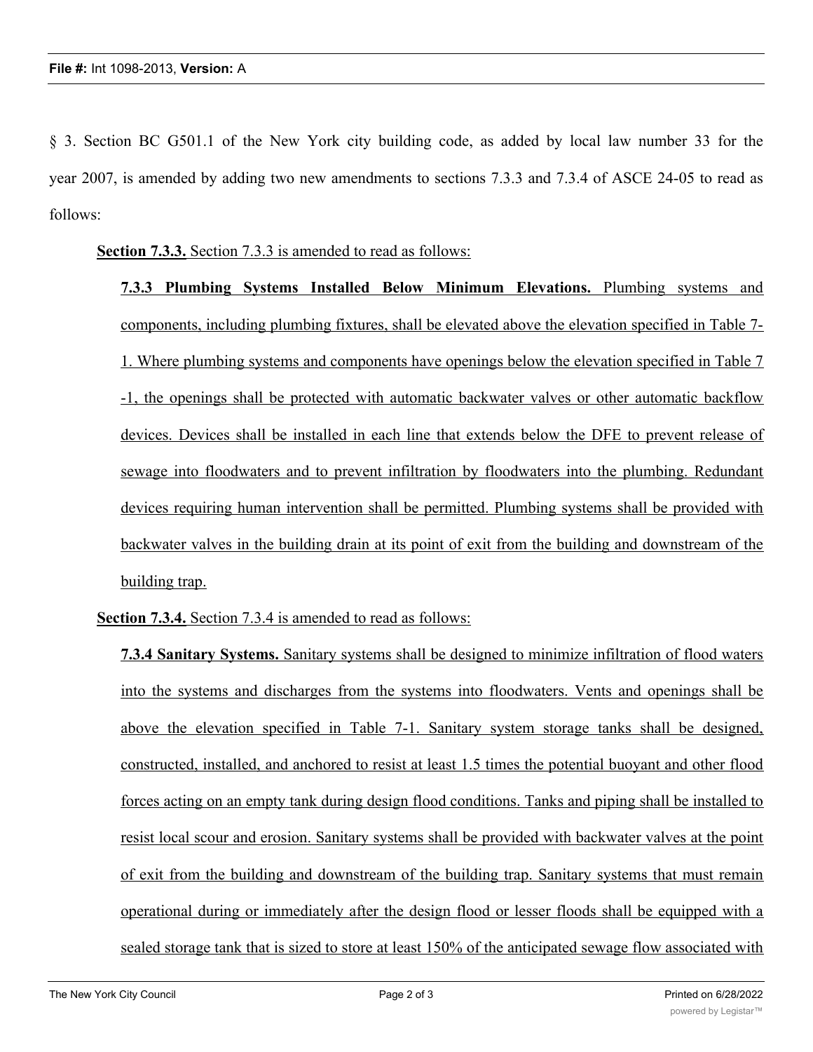§ 3. Section BC G501.1 of the New York city building code, as added by local law number 33 for the year 2007, is amended by adding two new amendments to sections 7.3.3 and 7.3.4 of ASCE 24-05 to read as follows:

**Section 7.3.3.** Section 7.3.3 is amended to read as follows:

**7.3.3 Plumbing Systems Installed Below Minimum Elevations.** Plumbing systems and components, including plumbing fixtures, shall be elevated above the elevation specified in Table 7-1. Where plumbing systems and components have openings below the elevation specified in Table 7-1, the openings shall be protected with automatic backwater valves or other automatic backflow devices. Devices shall be installed in each line that extends below the DFE to prevent release of sewage into floodwaters and to prevent infiltration by floodwaters into the plumbing. Redundant devices requiring human intervention shall be permitted. Plumbing systems shall be provided with backwater valves in the building drain at its point of exit from the building and downstream of the building trap.

**Section 7.3.4.** Section 7.3.4 is amended to read as follows:

**7.3.4 Sanitary Systems.** Sanitary systems shall be designed to minimize infiltration of flood waters into the systems and discharges from the systems into floodwaters. Vents and openings shall be above the elevation specified in Table 7-1. Sanitary system storage tanks shall be designed, constructed, installed, and anchored to resist at least 1.5 times the potential buoyant and other flood forces acting on an empty tank during design flood conditions. Tanks and piping shall be installed to resist local scour and erosion. Sanitary systems shall be provided with backwater valves at the point of exit from the building and downstream of the building trap. Sanitary systems that must remain operational during or immediately after the design flood or lesser floods shall be equipped with a sealed storage tank that is sized to store at least 150% of the anticipated sewage flow associated with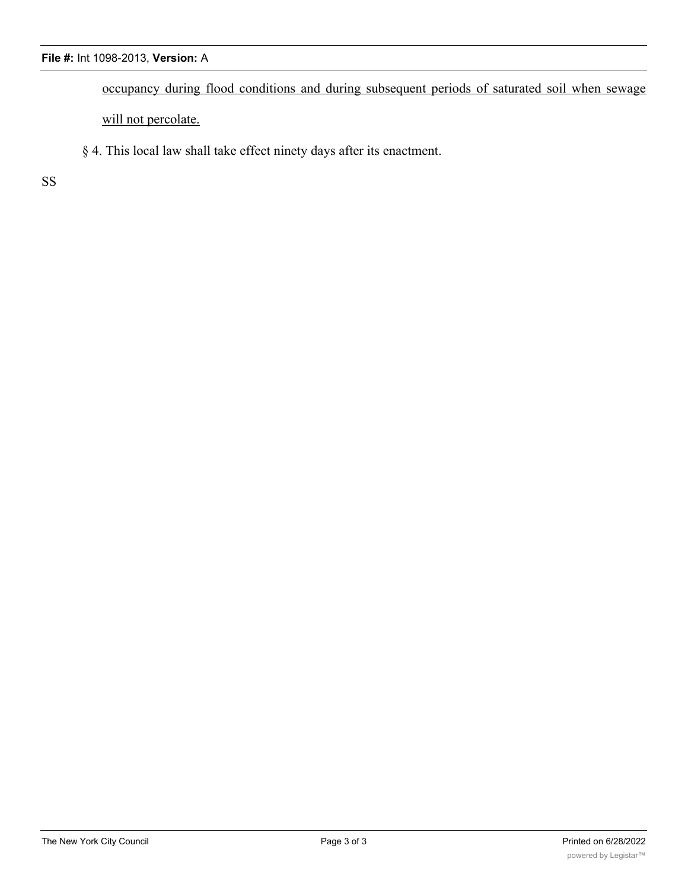occupancy during flood conditions and during subsequent periods of saturated soil when sewage will not percolate.

§ 4. This local law shall take effect ninety days after its enactment.

SS